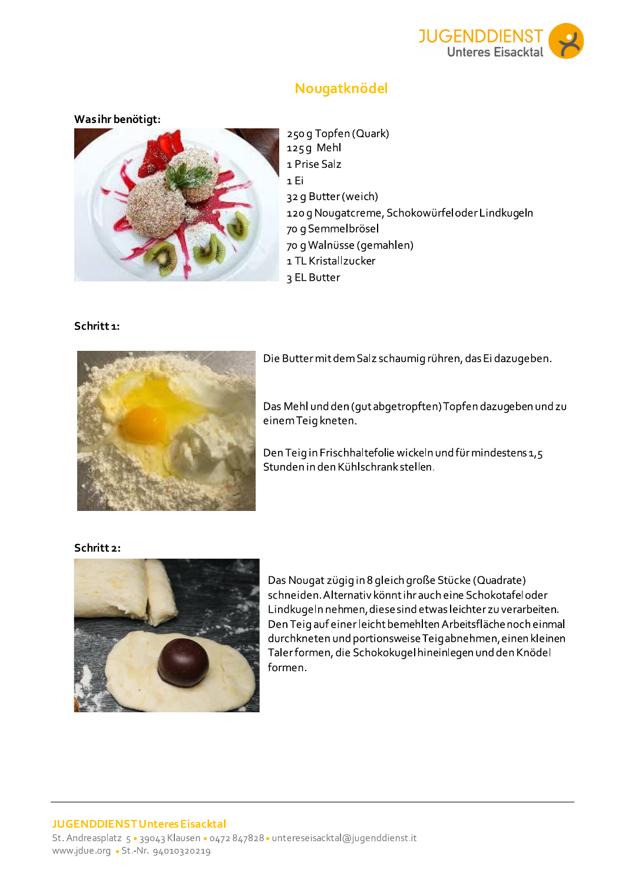# Nougatknödel

**Was ihr benötigt:**

- 250 g Topfen (Quark)
- 125g Mehl
- 1 Prise Salz
- 1 Ei
- 32 g Butter (weich)
- 120 g Nougatcreme, Schokowürfel oder Lindkugeln
- 70 g Semmelbrösel
- 70 g Walnüsse (gemahlen)
- 1 TL Kristallzucker
- 3 EL Butter

**Schritt 1:**

Die Butter mit dem Salz schaumig rühren, das Ei dazugeben.

Das Mehl und den (gut abgetropften) Topfen dazugeben und zu einem Teig kneten.

Den Teig in Frischhaltefolie wickeln und für mindestens 1,5 Stunden in den Kühlschrank stellen.

**Schritt 2:**

Das Nougat zügig in 8 gleich große Stücke (Quadrate) schneiden. Alternativ könnt ihr auch eine Schokotafel oder Lindkugeln nehmen, diese sind etwas leichter zu verarbeiten. Den Teig auf einer leicht bemehlten Arbeitsfläche noch einmal durchkneten und portionsweise Teig abnehmen, einen kleinen Taler formen, die Schokokugel hineinlegen und den Knödel formen.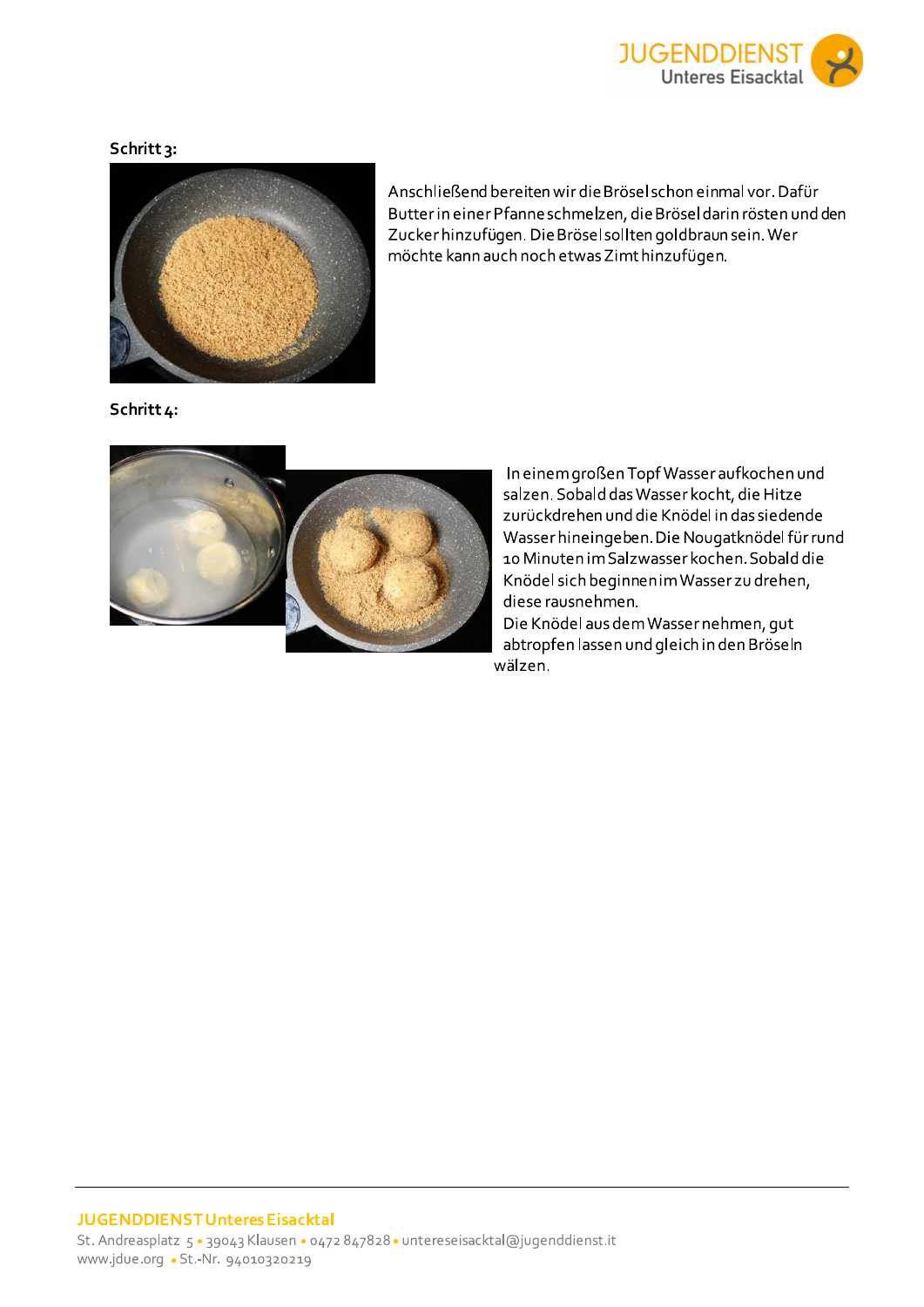**Schritt 3:**

Anschließend bereiten wir die Brösel schon einmal vor. Dafür Butter in einer Pfanne schmelzen, die Brösel darin rösten und den Zucker hinzufügen. Die Brösel sollten goldbraun sein. Wer möchte kann auch noch etwas Zimt hinzufügen.

**Schritt 4:**

In einem großen Topf Wasser aufkochen und salzen. Sobald das Wasser kocht, die Hitze zurückdrehen und die Knödel in das siedende Wasser hineingeben. Die Nougatknödel für rund 10 Minuten im Salzwasser kochen. Sobald die Knödel sich beginnen im Wasser zu drehen, diese rausnehmen.
Die Knödel aus dem Wasser nehmen, gut abtropfen lassen und gleich in den Bröseln wälzen.

**JUGENDDIENST Unteres Eisacktal**
St. Andreasplatz 5 • 39043 Klausen • 0472 847828 • untereseisacktal@jugenddienst.it
www.jdue.org • St.-Nr. 94010320219